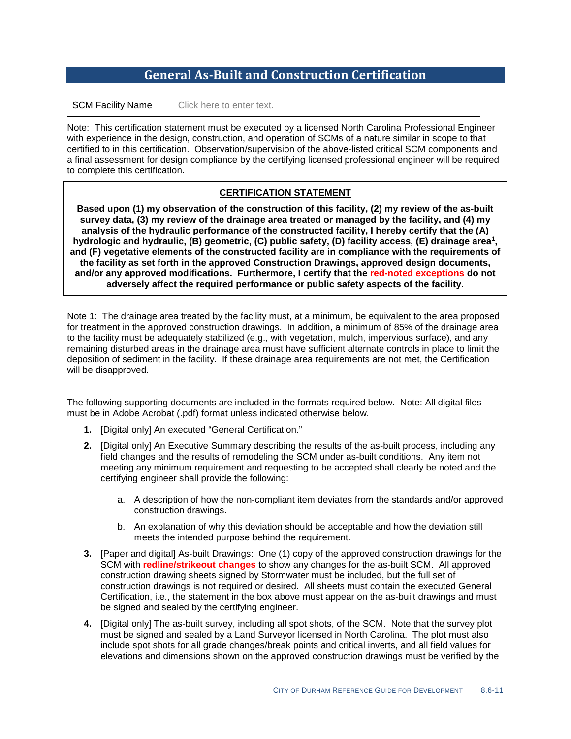# General As-Built and Construction Certification

| SCM Facility Name | Click here to enter text. |
| --- | --- |

Note: This certification statement must be executed by a licensed North Carolina Professional Engineer with experience in the design, construction, and operation of SCMs of a nature similar in scope to that certified to in this certification. Observation/supervision of the above-listed critical SCM components and a final assessment for design compliance by the certifying licensed professional engineer will be required to complete this certification.

## CERTIFICATION STATEMENT

**Based upon (1) my observation of the construction of this facility, (2) my review of the as-built survey data, (3) my review of the drainage area treated or managed by the facility, and (4) my analysis of the hydraulic performance of the constructed facility, I hereby certify that the (A) hydrologic and hydraulic, (B) geometric, (C) public safety, (D) facility access, (E) drainage area[1], and (F) vegetative elements of the constructed facility are in compliance with the requirements of the facility as set forth in the approved Construction Drawings, approved design documents, and/or any approved modifications. Furthermore, I certify that the red-noted exceptions do not adversely affect the required performance or public safety aspects of the facility.**

Note 1: The drainage area treated by the facility must, at a minimum, be equivalent to the area proposed for treatment in the approved construction drawings. In addition, a minimum of 85% of the drainage area to the facility must be adequately stabilized (e.g., with vegetation, mulch, impervious surface), and any remaining disturbed areas in the drainage area must have sufficient alternate controls in place to limit the deposition of sediment in the facility. If these drainage area requirements are not met, the Certification will be disapproved.

The following supporting documents are included in the formats required below. Note: All digital files must be in Adobe Acrobat (.pdf) format unless indicated otherwise below.

1. [Digital only] An executed "General Certification."
2. [Digital only] An Executive Summary describing the results of the as-built process, including any field changes and the results of remodeling the SCM under as-built conditions. Any item not meeting any minimum requirement and requesting to be accepted shall clearly be noted and the certifying engineer shall provide the following:
   a. A description of how the non-compliant item deviates from the standards and/or approved construction drawings.
   b. An explanation of why this deviation should be acceptable and how the deviation still meets the intended purpose behind the requirement.
3. [Paper and digital] As-built Drawings: One (1) copy of the approved construction drawings for the SCM with **redline/strikeout changes** to show any changes for the as-built SCM. All approved construction drawing sheets signed by Stormwater must be included, but the full set of construction drawings is not required or desired. All sheets must contain the executed General Certification, i.e., the statement in the box above must appear on the as-built drawings and must be signed and sealed by the certifying engineer.
4. [Digital only] The as-built survey, including all spot shots, of the SCM. Note that the survey plot must be signed and sealed by a Land Surveyor licensed in North Carolina. The plot must also include spot shots for all grade changes/break points and critical inverts, and all field values for elevations and dimensions shown on the approved construction drawings must be verified by the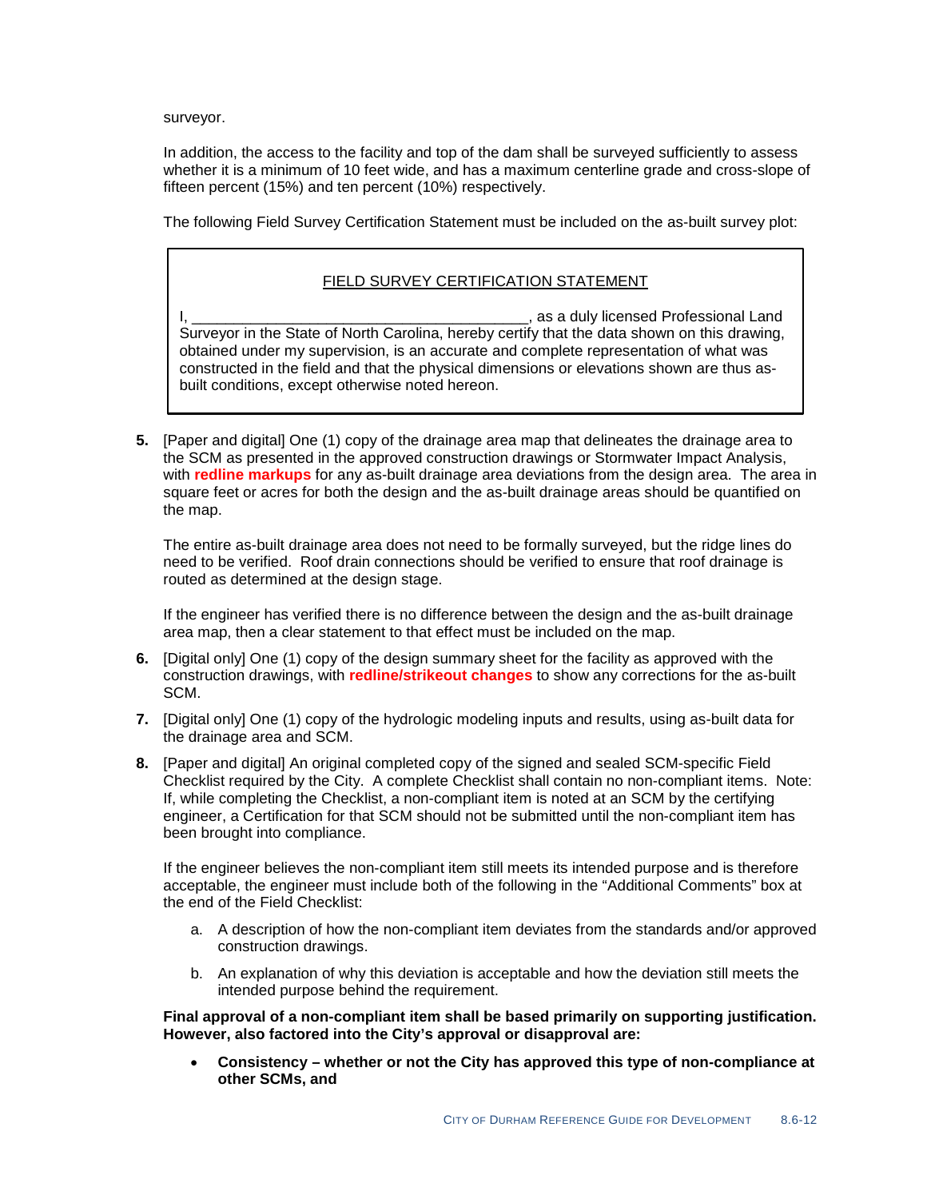surveyor.

In addition, the access to the facility and top of the dam shall be surveyed sufficiently to assess whether it is a minimum of 10 feet wide, and has a maximum centerline grade and cross-slope of fifteen percent (15%) and ten percent (10%) respectively.

The following Field Survey Certification Statement must be included on the as-built survey plot:

> <u>FIELD SURVEY CERTIFICATION STATEMENT</u>
>
> I, ________________________________________, as a duly licensed Professional Land Surveyor in the State of North Carolina, hereby certify that the data shown on this drawing, obtained under my supervision, is an accurate and complete representation of what was constructed in the field and that the physical dimensions or elevations shown are thus as-built conditions, except otherwise noted hereon.

**5.** [Paper and digital] One (1) copy of the drainage area map that delineates the drainage area to the SCM as presented in the approved construction drawings or Stormwater Impact Analysis, with **redline markups** for any as-built drainage area deviations from the design area. The area in square feet or acres for both the design and the as-built drainage areas should be quantified on the map.

The entire as-built drainage area does not need to be formally surveyed, but the ridge lines do need to be verified. Roof drain connections should be verified to ensure that roof drainage is routed as determined at the design stage.

If the engineer has verified there is no difference between the design and the as-built drainage area map, then a clear statement to that effect must be included on the map.

**6.** [Digital only] One (1) copy of the design summary sheet for the facility as approved with the construction drawings, with **redline/strikeout changes** to show any corrections for the as-built SCM.

**7.** [Digital only] One (1) copy of the hydrologic modeling inputs and results, using as-built data for the drainage area and SCM.

**8.** [Paper and digital] An original completed copy of the signed and sealed SCM-specific Field Checklist required by the City. A complete Checklist shall contain no non-compliant items. Note: If, while completing the Checklist, a non-compliant item is noted at an SCM by the certifying engineer, a Certification for that SCM should not be submitted until the non-compliant item has been brought into compliance.

If the engineer believes the non-compliant item still meets its intended purpose and is therefore acceptable, the engineer must include both of the following in the "Additional Comments" box at the end of the Field Checklist:

a. A description of how the non-compliant item deviates from the standards and/or approved construction drawings.

b. An explanation of why this deviation is acceptable and how the deviation still meets the intended purpose behind the requirement.

**Final approval of a non-compliant item shall be based primarily on supporting justification. However, also factored into the City's approval or disapproval are:**

- **Consistency – whether or not the City has approved this type of non-compliance at other SCMs, and**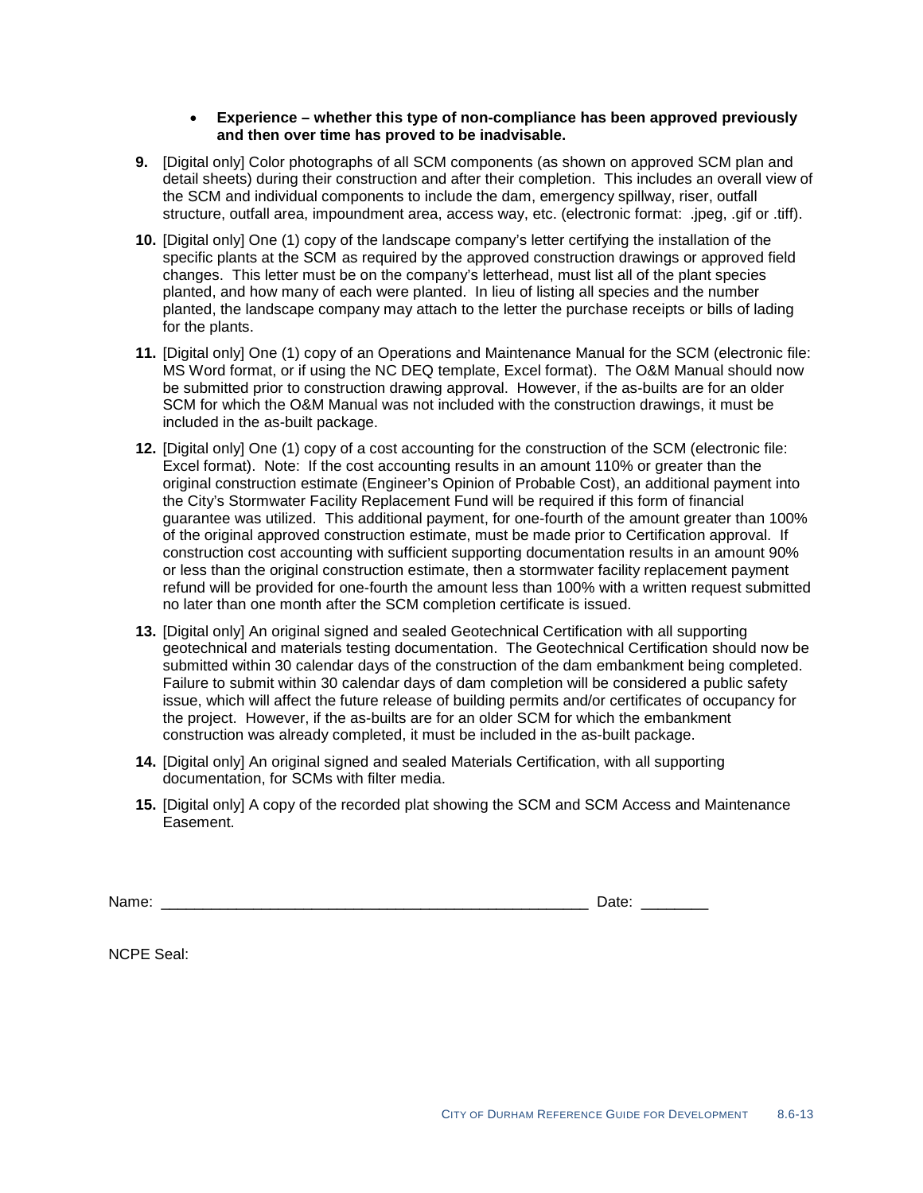- **Experience – whether this type of non-compliance has been approved previously and then over time has proved to be inadvisable.**

**9.** [Digital only] Color photographs of all SCM components (as shown on approved SCM plan and detail sheets) during their construction and after their completion. This includes an overall view of the SCM and individual components to include the dam, emergency spillway, riser, outfall structure, outfall area, impoundment area, access way, etc. (electronic format: .jpeg, .gif or .tiff).

**10.** [Digital only] One (1) copy of the landscape company's letter certifying the installation of the specific plants at the SCM as required by the approved construction drawings or approved field changes. This letter must be on the company's letterhead, must list all of the plant species planted, and how many of each were planted. In lieu of listing all species and the number planted, the landscape company may attach to the letter the purchase receipts or bills of lading for the plants.

**11.** [Digital only] One (1) copy of an Operations and Maintenance Manual for the SCM (electronic file: MS Word format, or if using the NC DEQ template, Excel format). The O&M Manual should now be submitted prior to construction drawing approval. However, if the as-builts are for an older SCM for which the O&M Manual was not included with the construction drawings, it must be included in the as-built package.

**12.** [Digital only] One (1) copy of a cost accounting for the construction of the SCM (electronic file: Excel format). Note: If the cost accounting results in an amount 110% or greater than the original construction estimate (Engineer's Opinion of Probable Cost), an additional payment into the City's Stormwater Facility Replacement Fund will be required if this form of financial guarantee was utilized. This additional payment, for one-fourth of the amount greater than 100% of the original approved construction estimate, must be made prior to Certification approval. If construction cost accounting with sufficient supporting documentation results in an amount 90% or less than the original construction estimate, then a stormwater facility replacement payment refund will be provided for one-fourth the amount less than 100% with a written request submitted no later than one month after the SCM completion certificate is issued.

**13.** [Digital only] An original signed and sealed Geotechnical Certification with all supporting geotechnical and materials testing documentation. The Geotechnical Certification should now be submitted within 30 calendar days of the construction of the dam embankment being completed. Failure to submit within 30 calendar days of dam completion will be considered a public safety issue, which will affect the future release of building permits and/or certificates of occupancy for the project. However, if the as-builts are for an older SCM for which the embankment construction was already completed, it must be included in the as-built package.

**14.** [Digital only] An original signed and sealed Materials Certification, with all supporting documentation, for SCMs with filter media.

**15.** [Digital only] A copy of the recorded plat showing the SCM and SCM Access and Maintenance Easement.

Name: _____________________________________________________ Date: ________

NCPE Seal: